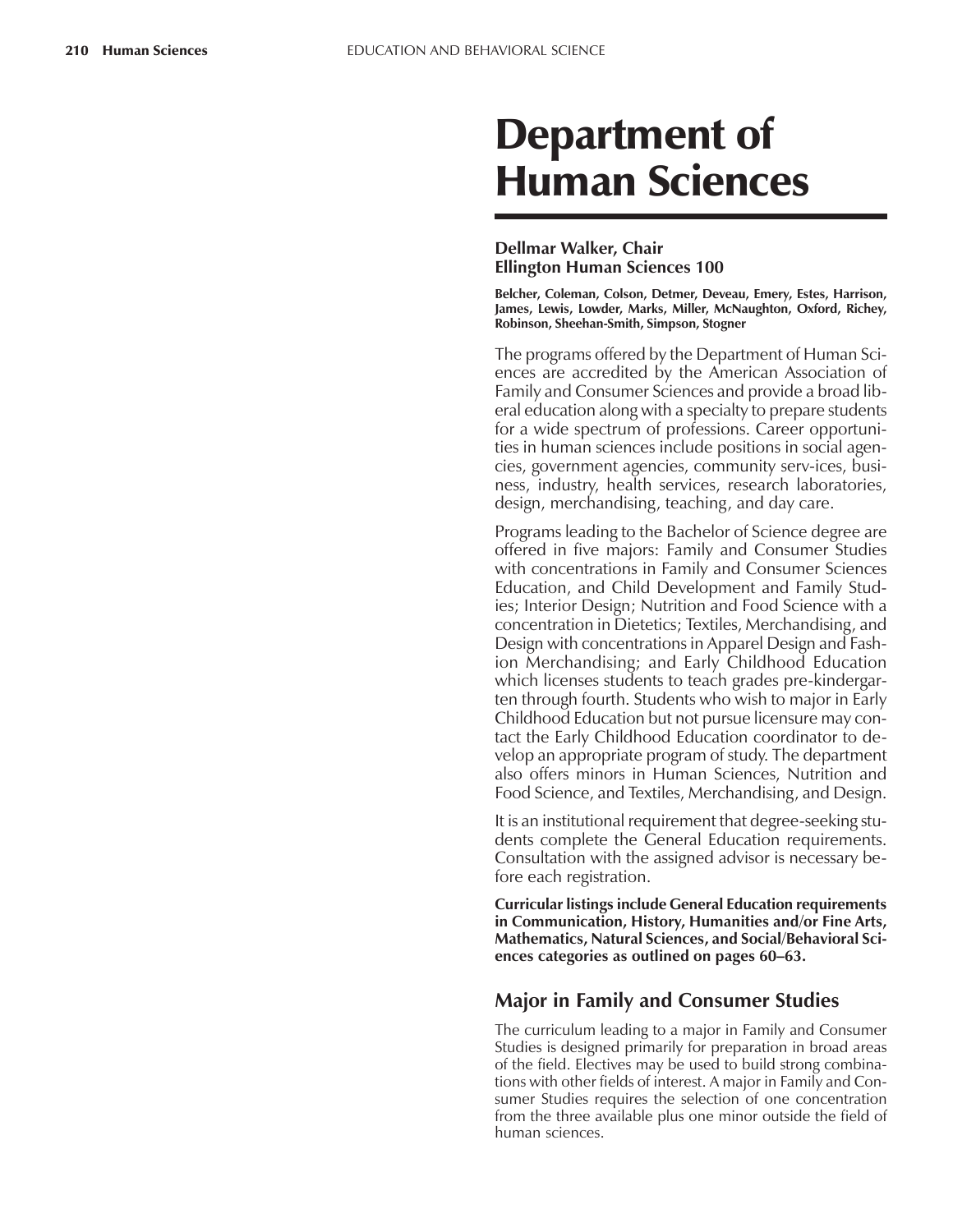# Department of Human Sciences

**Dellmar Walker, Chair**
**Ellington Human Sciences 100**

**Belcher, Coleman, Colson, Detmer, Deveau, Emery, Estes, Harrison, James, Lewis, Lowder, Marks, Miller, McNaughton, Oxford, Richey, Robinson, Sheehan-Smith, Simpson, Stogner**

The programs offered by the Department of Human Sciences are accredited by the American Association of Family and Consumer Sciences and provide a broad liberal education along with a specialty to prepare students for a wide spectrum of professions. Career opportunities in human sciences include positions in social agencies, government agencies, community serv-ices, business, industry, health services, research laboratories, design, merchandising, teaching, and day care.

Programs leading to the Bachelor of Science degree are offered in five majors: Family and Consumer Studies with concentrations in Family and Consumer Sciences Education, and Child Development and Family Studies; Interior Design; Nutrition and Food Science with a concentration in Dietetics; Textiles, Merchandising, and Design with concentrations in Apparel Design and Fashion Merchandising; and Early Childhood Education which licenses students to teach grades pre-kindergarten through fourth. Students who wish to major in Early Childhood Education but not pursue licensure may contact the Early Childhood Education coordinator to develop an appropriate program of study. The department also offers minors in Human Sciences, Nutrition and Food Science, and Textiles, Merchandising, and Design.

It is an institutional requirement that degree-seeking students complete the General Education requirements. Consultation with the assigned advisor is necessary before each registration.

**Curricular listings include General Education requirements in Communication, History, Humanities and/or Fine Arts, Mathematics, Natural Sciences, and Social/Behavioral Sciences categories as outlined on pages 60–63.**

## Major in Family and Consumer Studies

The curriculum leading to a major in Family and Consumer Studies is designed primarily for preparation in broad areas of the field. Electives may be used to build strong combinations with other fields of interest. A major in Family and Consumer Studies requires the selection of one concentration from the three available plus one minor outside the field of human sciences.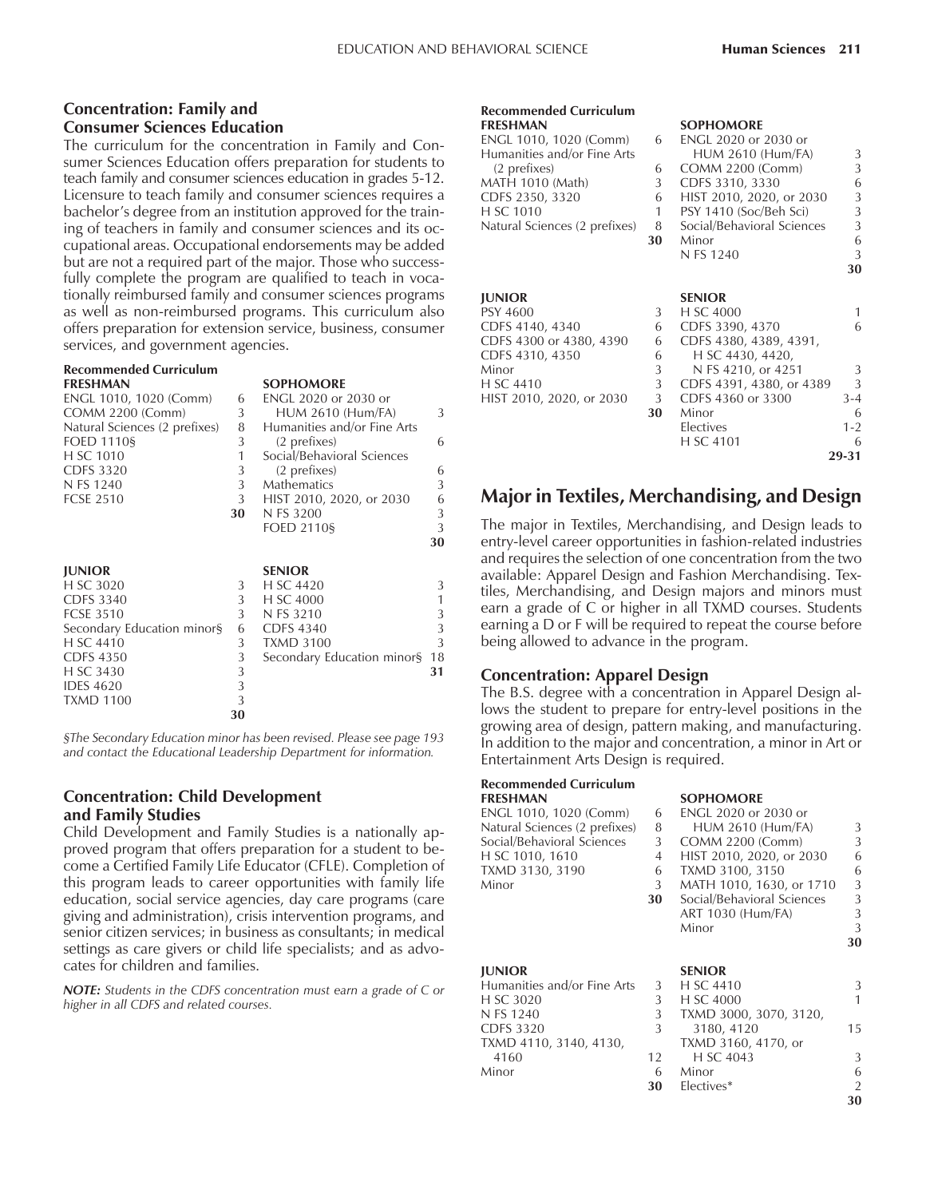## Concentration: Family and Consumer Sciences Education

The curriculum for the concentration in Family and Consumer Sciences Education offers preparation for students to teach family and consumer sciences education in grades 5-12. Licensure to teach family and consumer sciences requires a bachelor's degree from an institution approved for the training of teachers in family and consumer sciences and its occupational areas. Occupational endorsements may be added but are not a required part of the major. Those who successfully complete the program are qualified to teach in vocationally reimbursed family and consumer sciences programs as well as non-reimbursed programs. This curriculum also offers preparation for extension service, business, consumer services, and government agencies.

**Recommended Curriculum**

| FRESHMAN | | SOPHOMORE | |
|---|---|---|---|
| ENGL 1010, 1020 (Comm) | 6 | ENGL 2020 or 2030 or HUM 2610 (Hum/FA) | 3 |
| COMM 2200 (Comm) | 3 | Humanities and/or Fine Arts (2 prefixes) | 6 |
| Natural Sciences (2 prefixes) | 8 | Social/Behavioral Sciences (2 prefixes) | 6 |
| FOED 1110§ | 3 | Mathematics | 3 |
| H SC 1010 | 1 | HIST 2010, 2020, or 2030 | 6 |
| CDFS 3320 | 3 | N FS 3200 | 3 |
| N FS 1240 | 3 | FOED 2110§ | 3 |
| FCSE 2510 | 3 | | **30** |
| | **30** | | |

| JUNIOR | | SENIOR | |
|---|---|---|---|
| H SC 3020 | 3 | H SC 4420 | 3 |
| CDFS 3340 | 3 | H SC 4000 | 1 |
| FCSE 3510 | 3 | N FS 3210 | 3 |
| Secondary Education minor§ | 6 | CDFS 4340 | 3 |
| H SC 4410 | 3 | TXMD 3100 | 3 |
| CDFS 4350 | 3 | Secondary Education minor§ | 18 |
| H SC 3430 | 3 | | **31** |
| IDES 4620 | 3 | | |
| TXMD 1100 | 3 | | |
| | **30** | | |

*§The Secondary Education minor has been revised. Please see page 193 and contact the Educational Leadership Department for information.*

## Concentration: Child Development and Family Studies

Child Development and Family Studies is a nationally approved program that offers preparation for a student to become a Certified Family Life Educator (CFLE). Completion of this program leads to career opportunities with family life education, social service agencies, day care programs (care giving and administration), crisis intervention programs, and senior citizen services; in business as consultants; in medical settings as care givers or child life specialists; and as advocates for children and families.

***NOTE:** Students in the CDFS concentration must earn a grade of C or higher in all CDFS and related courses.*

**Recommended Curriculum**

| FRESHMAN | | SOPHOMORE | |
|---|---|---|---|
| ENGL 1010, 1020 (Comm) | 6 | ENGL 2020 or 2030 or HUM 2610 (Hum/FA) | 3 |
| Humanities and/or Fine Arts (2 prefixes) | 6 | COMM 2200 (Comm) | 3 |
| MATH 1010 (Math) | 3 | CDFS 3310, 3330 | 6 |
| CDFS 2350, 3320 | 6 | HIST 2010, 2020, or 2030 | 3 |
| H SC 1010 | 1 | PSY 1410 (Soc/Beh Sci) | 3 |
| Natural Sciences (2 prefixes) | 8 | Social/Behavioral Sciences | 3 |
| | **30** | Minor | 6 |
| | | N FS 1240 | 3 |
| | | | **30** |

| JUNIOR | | SENIOR | |
|---|---|---|---|
| PSY 4600 | 3 | H SC 4000 | 1 |
| CDFS 4140, 4340 | 6 | CDFS 3390, 4370 | 6 |
| CDFS 4300 or 4380, 4390 | 6 | CDFS 4380, 4389, 4391, H SC 4430, 4420, N FS 4210, or 4251 | 3 |
| CDFS 4310, 4350 | 6 | CDFS 4391, 4380, or 4389 | 3 |
| Minor | 3 | CDFS 4360 or 3300 | 3-4 |
| H SC 4410 | 3 | Minor | 6 |
| HIST 2010, 2020, or 2030 | 3 | Electives | 1-2 |
| | **30** | H SC 4101 | 6 |
| | | | **29-31** |

# Major in Textiles, Merchandising, and Design

The major in Textiles, Merchandising, and Design leads to entry-level career opportunities in fashion-related industries and requires the selection of one concentration from the two available: Apparel Design and Fashion Merchandising. Textiles, Merchandising, and Design majors and minors must earn a grade of C or higher in all TXMD courses. Students earning a D or F will be required to repeat the course before being allowed to advance in the program.

## Concentration: Apparel Design

The B.S. degree with a concentration in Apparel Design allows the student to prepare for entry-level positions in the growing area of design, pattern making, and manufacturing. In addition to the major and concentration, a minor in Art or Entertainment Arts Design is required.

**Recommended Curriculum**

| FRESHMAN | | SOPHOMORE | |
|---|---|---|---|
| ENGL 1010, 1020 (Comm) | 6 | ENGL 2020 or 2030 or HUM 2610 (Hum/FA) | 3 |
| Natural Sciences (2 prefixes) | 8 | COMM 2200 (Comm) | 3 |
| Social/Behavioral Sciences | 3 | HIST 2010, 2020, or 2030 | 6 |
| H SC 1010, 1610 | 4 | TXMD 3100, 3150 | 6 |
| TXMD 3130, 3190 | 6 | MATH 1010, 1630, or 1710 | 3 |
| Minor | 3 | Social/Behavioral Sciences | 3 |
| | **30** | ART 1030 (Hum/FA) | 3 |
| | | Minor | 3 |
| | | | **30** |

| JUNIOR | | SENIOR | |
|---|---|---|---|
| Humanities and/or Fine Arts | 3 | H SC 4410 | 3 |
| H SC 3020 | 3 | H SC 4000 | 1 |
| N FS 1240 | 3 | TXMD 3000, 3070, 3120, 3180, 4120 | 15 |
| CDFS 3320 | 3 | TXMD 3160, 4170, or H SC 4043 | 3 |
| TXMD 4110, 3140, 4130, 4160 | 12 | Minor | 6 |
| Minor | 6 | Electives* | 2 |
| | **30** | | **30** |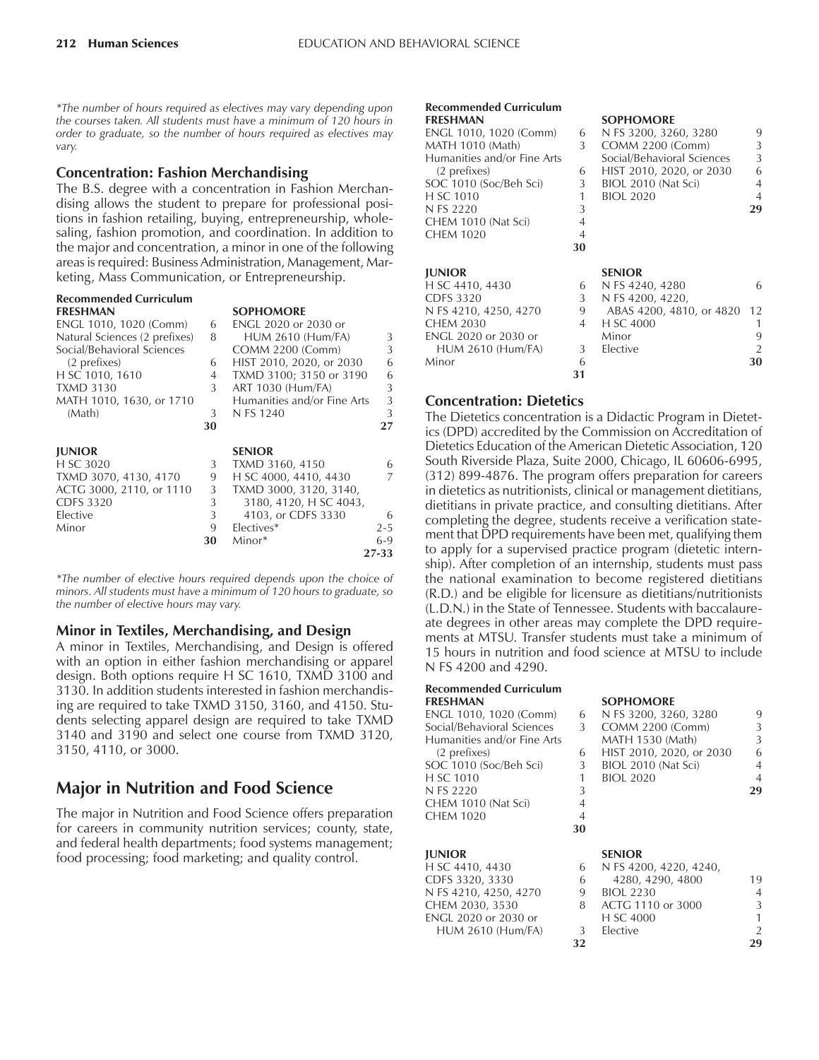*The number of hours required as electives may vary depending upon the courses taken. All students must have a minimum of 120 hours in order to graduate, so the number of hours required as electives may vary.

### Concentration: Fashion Merchandising

The B.S. degree with a concentration in Fashion Merchandising allows the student to prepare for professional positions in fashion retailing, buying, entrepreneurship, wholesaling, fashion promotion, and coordination. In addition to the major and concentration, a minor in one of the following areas is required: Business Administration, Management, Marketing, Mass Communication, or Entrepreneurship.

**Recommended Curriculum**

| FRESHMAN | | SOPHOMORE | |
|---|---|---|---|
| ENGL 1010, 1020 (Comm) | 6 | ENGL 2020 or 2030 or HUM 2610 (Hum/FA) | 3 |
| Natural Sciences (2 prefixes) | 8 | COMM 2200 (Comm) | 3 |
| Social/Behavioral Sciences (2 prefixes) | 6 | HIST 2010, 2020, or 2030 | 6 |
| H SC 1010, 1610 | 4 | TXMD 3100; 3150 or 3190 | 6 |
| TXMD 3130 | 3 | ART 1030 (Hum/FA) | 3 |
| MATH 1010, 1630, or 1710 (Math) | 3 | Humanities and/or Fine Arts | 3 |
| | | N FS 1240 | 3 |
| | **30** | | **27** |

| JUNIOR | | SENIOR | |
|---|---|---|---|
| H SC 3020 | 3 | TXMD 3160, 4150 | 6 |
| TXMD 3070, 4130, 4170 | 9 | H SC 4000, 4410, 4430 | 7 |
| ACTG 3000, 2110, or 1110 | 3 | TXMD 3000, 3120, 3140, 3180, 4120, H SC 4043, 4103, or CDFS 3330 | 6 |
| CDFS 3320 | 3 | Electives* | 2-5 |
| Elective | 3 | Minor* | 6-9 |
| Minor | 9 | | |
| | **30** | | **27-33** |

*The number of elective hours required depends upon the choice of minors. All students must have a minimum of 120 hours to graduate, so the number of elective hours may vary.

### Minor in Textiles, Merchandising, and Design

A minor in Textiles, Merchandising, and Design is offered with an option in either fashion merchandising or apparel design. Both options require H SC 1610, TXMD 3100 and 3130. In addition students interested in fashion merchandising are required to take TXMD 3150, 3160, and 4150. Students selecting apparel design are required to take TXMD 3140 and 3190 and select one course from TXMD 3120, 3150, 4110, or 3000.

## Major in Nutrition and Food Science

The major in Nutrition and Food Science offers preparation for careers in community nutrition services; county, state, and federal health departments; food systems management; food processing; food marketing; and quality control.

**Recommended Curriculum**

| FRESHMAN | | SOPHOMORE | |
|---|---|---|---|
| ENGL 1010, 1020 (Comm) | 6 | N FS 3200, 3260, 3280 | 9 |
| MATH 1010 (Math) | 3 | COMM 2200 (Comm) | 3 |
| Humanities and/or Fine Arts (2 prefixes) | 6 | Social/Behavioral Sciences | 3 |
| SOC 1010 (Soc/Beh Sci) | 3 | HIST 2010, 2020, or 2030 | 6 |
| H SC 1010 | 1 | BIOL 2010 (Nat Sci) | 4 |
| N FS 2220 | 3 | BIOL 2020 | 4 |
| CHEM 1010 (Nat Sci) | 4 | | |
| CHEM 1020 | 4 | | |
| | **30** | | **29** |

| JUNIOR | | SENIOR | |
|---|---|---|---|
| H SC 4410, 4430 | 6 | N FS 4240, 4280 | 6 |
| CDFS 3320 | 3 | N FS 4200, 4220, ABAS 4200, 4810, or 4820 | 12 |
| N FS 4210, 4250, 4270 | 9 | H SC 4000 | 1 |
| CHEM 2030 | 4 | Minor | 9 |
| ENGL 2020 or 2030 or HUM 2610 (Hum/FA) | 3 | Elective | 2 |
| Minor | 6 | | |
| | **31** | | **30** |

### Concentration: Dietetics

The Dietetics concentration is a Didactic Program in Dietetics (DPD) accredited by the Commission on Accreditation of Dietetics Education of the American Dietetic Association, 120 South Riverside Plaza, Suite 2000, Chicago, IL 60606-6995, (312) 899-4876. The program offers preparation for careers in dietetics as nutritionists, clinical or management dietitians, dietitians in private practice, and consulting dietitians. After completing the degree, students receive a verification statement that DPD requirements have been met, qualifying them to apply for a supervised practice program (dietetic internship). After completion of an internship, students must pass the national examination to become registered dietitians (R.D.) and be eligible for licensure as dietitians/nutritionists (L.D.N.) in the State of Tennessee. Students with baccalaureate degrees in other areas may complete the DPD requirements at MTSU. Transfer students must take a minimum of 15 hours in nutrition and food science at MTSU to include N FS 4200 and 4290.

**Recommended Curriculum**

| FRESHMAN | | SOPHOMORE | |
|---|---|---|---|
| ENGL 1010, 1020 (Comm) | 6 | N FS 3200, 3260, 3280 | 9 |
| Social/Behavioral Sciences | 3 | COMM 2200 (Comm) | 3 |
| Humanities and/or Fine Arts (2 prefixes) | 6 | MATH 1530 (Math) | 3 |
| SOC 1010 (Soc/Beh Sci) | 3 | HIST 2010, 2020, or 2030 | 6 |
| H SC 1010 | 1 | BIOL 2010 (Nat Sci) | 4 |
| N FS 2220 | 3 | BIOL 2020 | 4 |
| CHEM 1010 (Nat Sci) | 4 | | |
| CHEM 1020 | 4 | | |
| | **30** | | **29** |

| JUNIOR | | SENIOR | |
|---|---|---|---|
| H SC 4410, 4430 | 6 | N FS 4200, 4220, 4240, 4280, 4290, 4800 | 19 |
| CDFS 3320, 3330 | 6 | BIOL 2230 | 4 |
| N FS 4210, 4250, 4270 | 9 | ACTG 1110 or 3000 | 3 |
| CHEM 2030, 3530 | 8 | H SC 4000 | 1 |
| ENGL 2020 or 2030 or HUM 2610 (Hum/FA) | 3 | Elective | 2 |
| | **32** | | **29** |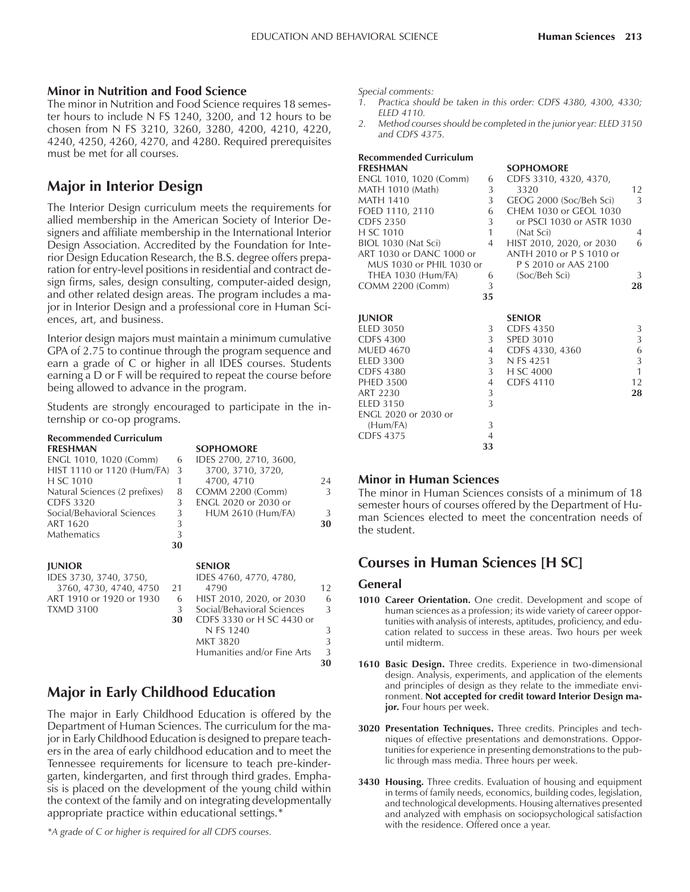### Minor in Nutrition and Food Science

The minor in Nutrition and Food Science requires 18 semester hours to include N FS 1240, 3200, and 12 hours to be chosen from N FS 3210, 3260, 3280, 4200, 4210, 4220, 4240, 4250, 4260, 4270, and 4280. Required prerequisites must be met for all courses.

## Major in Interior Design

The Interior Design curriculum meets the requirements for allied membership in the American Society of Interior Designers and affiliate membership in the International Interior Design Association. Accredited by the Foundation for Interior Design Education Research, the B.S. degree offers preparation for entry-level positions in residential and contract design firms, sales, design consulting, computer-aided design, and other related design areas. The program includes a major in Interior Design and a professional core in Human Sciences, art, and business.

Interior design majors must maintain a minimum cumulative GPA of 2.75 to continue through the program sequence and earn a grade of C or higher in all IDES courses. Students earning a D or F will be required to repeat the course before being allowed to advance in the program.

Students are strongly encouraged to participate in the internship or co-op programs.

**Recommended Curriculum**

| FRESHMAN | | SOPHOMORE | |
|---|---|---|---|
| ENGL 1010, 1020 (Comm) | 6 | IDES 2700, 2710, 3600, 3700, 3710, 3720, 4700, 4710 | 24 |
| HIST 1110 or 1120 (Hum/FA) | 3 | COMM 2200 (Comm) | 3 |
| H SC 1010 | 1 | ENGL 2020 or 2030 or HUM 2610 (Hum/FA) | 3 |
| Natural Sciences (2 prefixes) | 8 | | **30** |
| CDFS 3320 | 3 | | |
| Social/Behavioral Sciences | 3 | | |
| ART 1620 | 3 | | |
| Mathematics | 3 | | |
| | **30** | | |

| JUNIOR | | SENIOR | |
|---|---|---|---|
| IDES 3730, 3740, 3750, 3760, 4730, 4740, 4750 | 21 | IDES 4760, 4770, 4780, 4790 | 12 |
| ART 1910 or 1920 or 1930 | 6 | HIST 2010, 2020, or 2030 | 6 |
| TXMD 3100 | 3 | Social/Behavioral Sciences | 3 |
| | **30** | CDFS 3330 or H SC 4430 or N FS 1240 | 3 |
| | | MKT 3820 | 3 |
| | | Humanities and/or Fine Arts | 3 |
| | | | **30** |

## Major in Early Childhood Education

The major in Early Childhood Education is offered by the Department of Human Sciences. The curriculum for the major in Early Childhood Education is designed to prepare teachers in the area of early childhood education and to meet the Tennessee requirements for licensure to teach pre-kindergarten, kindergarten, and first through third grades. Emphasis is placed on the development of the young child within the context of the family and on integrating developmentally appropriate practice within educational settings.*

*\*A grade of C or higher is required for all CDFS courses.*

*Special comments:*

1. *Practica should be taken in this order: CDFS 4380, 4300, 4330; ELED 4110.*
2. *Method courses should be completed in the junior year: ELED 3150 and CDFS 4375.*

**Recommended Curriculum**

| FRESHMAN | | SOPHOMORE | |
|---|---|---|---|
| ENGL 1010, 1020 (Comm) | 6 | CDFS 3310, 4320, 4370, 3320 | 12 |
| MATH 1010 (Math) | 3 | GEOG 2000 (Soc/Beh Sci) | 3 |
| MATH 1410 | 3 | CHEM 1030 or GEOL 1030 or PSCI 1030 or ASTR 1030 (Nat Sci) | 4 |
| FOED 1110, 2110 | 6 | HIST 2010, 2020, or 2030 | 6 |
| CDFS 2350 | 3 | ANTH 2010 or P S 1010 or P S 2010 or AAS 2100 (Soc/Beh Sci) | 3 |
| H SC 1010 | 1 | | **28** |
| BIOL 1030 (Nat Sci) | 4 | | |
| ART 1030 or DANC 1000 or MUS 1030 or PHIL 1030 or THEA 1030 (Hum/FA) | 6 | | |
| COMM 2200 (Comm) | 3 | | |
| | **35** | | |

| JUNIOR | | SENIOR | |
|---|---|---|---|
| ELED 3050 | 3 | CDFS 4350 | 3 |
| CDFS 4300 | 3 | SPED 3010 | 3 |
| MUED 4670 | 4 | CDFS 4330, 4360 | 6 |
| ELED 3300 | 3 | N FS 4251 | 3 |
| CDFS 4380 | 3 | H SC 4000 | 1 |
| PHED 3500 | 4 | CDFS 4110 | 12 |
| ART 2230 | 3 | | **28** |
| ELED 3150 | 3 | | |
| ENGL 2020 or 2030 or (Hum/FA) | 3 | | |
| CDFS 4375 | 4 | | |
| | **33** | | |

### Minor in Human Sciences

The minor in Human Sciences consists of a minimum of 18 semester hours of courses offered by the Department of Human Sciences elected to meet the concentration needs of the student.

## Courses in Human Sciences [H SC]

### General

**1010 Career Orientation.** One credit. Development and scope of human sciences as a profession; its wide variety of career opportunities with analysis of interests, aptitudes, proficiency, and education related to success in these areas. Two hours per week until midterm.

**1610 Basic Design.** Three credits. Experience in two-dimensional design. Analysis, experiments, and application of the elements and principles of design as they relate to the immediate environment. **Not accepted for credit toward Interior Design major.** Four hours per week.

**3020 Presentation Techniques.** Three credits. Principles and techniques of effective presentations and demonstrations. Opportunities for experience in presenting demonstrations to the public through mass media. Three hours per week.

**3430 Housing.** Three credits. Evaluation of housing and equipment in terms of family needs, economics, building codes, legislation, and technological developments. Housing alternatives presented and analyzed with emphasis on sociopsychological satisfaction with the residence. Offered once a year.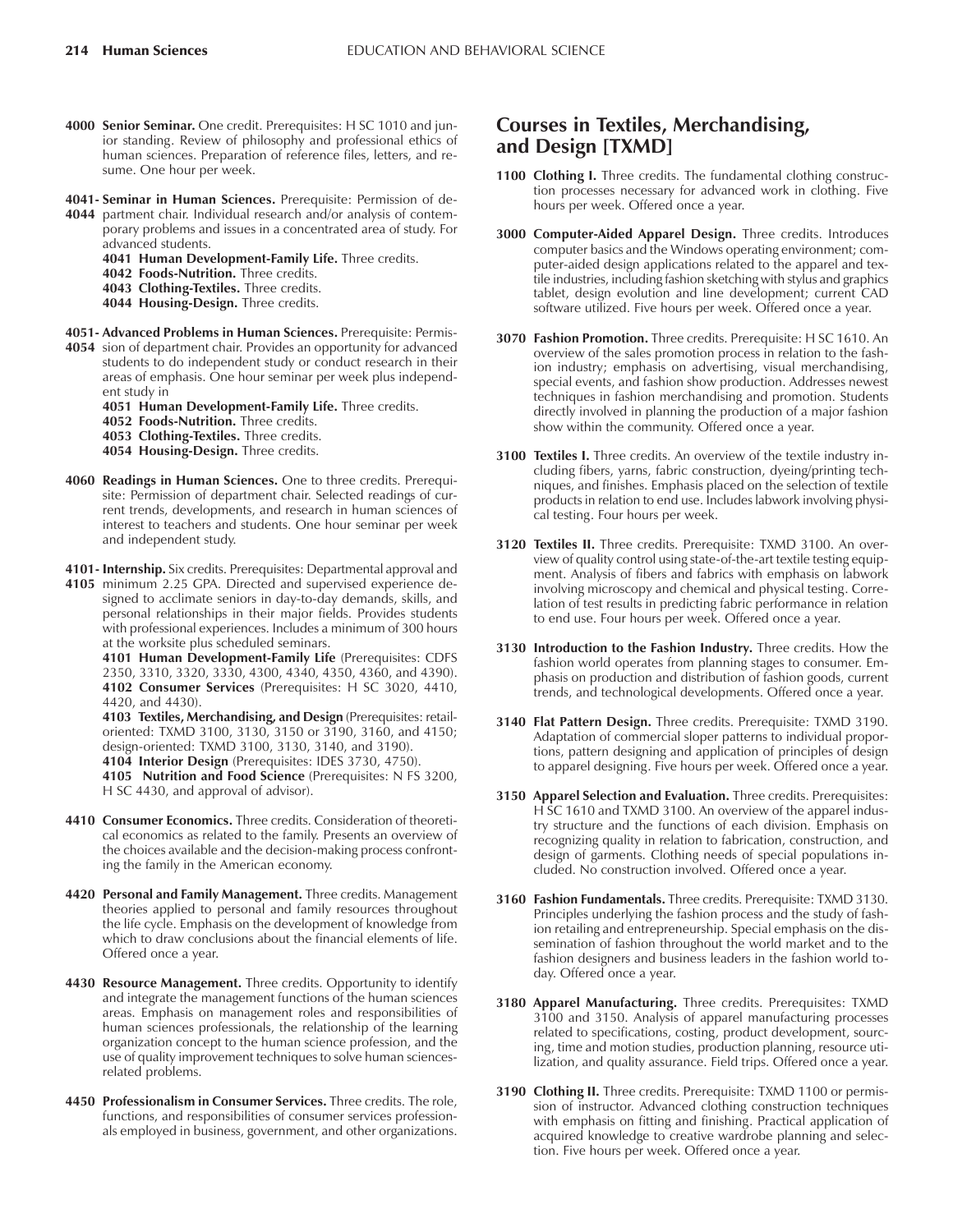**4000 Senior Seminar.** One credit. Prerequisites: H SC 1010 and junior standing. Review of philosophy and professional ethics of human sciences. Preparation of reference files, letters, and resume. One hour per week.

**4041- 4044 Seminar in Human Sciences.** Prerequisite: Permission of department chair. Individual research and/or analysis of contemporary problems and issues in a concentrated area of study. For advanced students.

- **4041 Human Development-Family Life.** Three credits.
- **4042 Foods-Nutrition.** Three credits.
- **4043 Clothing-Textiles.** Three credits.
- **4044 Housing-Design.** Three credits.

**4051- 4054 Advanced Problems in Human Sciences.** Prerequisite: Permission of department chair. Provides an opportunity for advanced students to do independent study or conduct research in their areas of emphasis. One hour seminar per week plus independent study in

- **4051 Human Development-Family Life.** Three credits.
- **4052 Foods-Nutrition.** Three credits.
- **4053 Clothing-Textiles.** Three credits.
- **4054 Housing-Design.** Three credits.

**4060 Readings in Human Sciences.** One to three credits. Prerequisite: Permission of department chair. Selected readings of current trends, developments, and research in human sciences of interest to teachers and students. One hour seminar per week and independent study.

**4101- 4105 Internship.** Six credits. Prerequisites: Departmental approval and minimum 2.25 GPA. Directed and supervised experience designed to acclimate seniors in day-to-day demands, skills, and personal relationships in their major fields. Provides students with professional experiences. Includes a minimum of 300 hours at the worksite plus scheduled seminars.

- **4101 Human Development-Family Life** (Prerequisites: CDFS 2350, 3310, 3320, 3330, 4300, 4340, 4350, 4360, and 4390).
- **4102 Consumer Services** (Prerequisites: H SC 3020, 4410, 4420, and 4430).
- **4103 Textiles, Merchandising, and Design** (Prerequisites: retail-oriented: TXMD 3100, 3130, 3150 or 3190, 3160, and 4150; design-oriented: TXMD 3100, 3130, 3140, and 3190).
- **4104 Interior Design** (Prerequisites: IDES 3730, 4750).
- **4105 Nutrition and Food Science** (Prerequisites: N FS 3200, H SC 4430, and approval of advisor).

**4410 Consumer Economics.** Three credits. Consideration of theoretical economics as related to the family. Presents an overview of the choices available and the decision-making process confronting the family in the American economy.

**4420 Personal and Family Management.** Three credits. Management theories applied to personal and family resources throughout the life cycle. Emphasis on the development of knowledge from which to draw conclusions about the financial elements of life. Offered once a year.

**4430 Resource Management.** Three credits. Opportunity to identify and integrate the management functions of the human sciences areas. Emphasis on management roles and responsibilities of human sciences professionals, the relationship of the learning organization concept to the human science profession, and the use of quality improvement techniques to solve human sciences-related problems.

**4450 Professionalism in Consumer Services.** Three credits. The role, functions, and responsibilities of consumer services professionals employed in business, government, and other organizations.

## Courses in Textiles, Merchandising, and Design [TXMD]

**1100 Clothing I.** Three credits. The fundamental clothing construction processes necessary for advanced work in clothing. Five hours per week. Offered once a year.

**3000 Computer-Aided Apparel Design.** Three credits. Introduces computer basics and the Windows operating environment; computer-aided design applications related to the apparel and textile industries, including fashion sketching with stylus and graphics tablet, design evolution and line development; current CAD software utilized. Five hours per week. Offered once a year.

**3070 Fashion Promotion.** Three credits. Prerequisite: H SC 1610. An overview of the sales promotion process in relation to the fashion industry; emphasis on advertising, visual merchandising, special events, and fashion show production. Addresses newest techniques in fashion merchandising and promotion. Students directly involved in planning the production of a major fashion show within the community. Offered once a year.

**3100 Textiles I.** Three credits. An overview of the textile industry including fibers, yarns, fabric construction, dyeing/printing techniques, and finishes. Emphasis placed on the selection of textile products in relation to end use. Includes labwork involving physical testing. Four hours per week.

**3120 Textiles II.** Three credits. Prerequisite: TXMD 3100. An overview of quality control using state-of-the-art textile testing equipment. Analysis of fibers and fabrics with emphasis on labwork involving microscopy and chemical and physical testing. Correlation of test results in predicting fabric performance in relation to end use. Four hours per week. Offered once a year.

**3130 Introduction to the Fashion Industry.** Three credits. How the fashion world operates from planning stages to consumer. Emphasis on production and distribution of fashion goods, current trends, and technological developments. Offered once a year.

**3140 Flat Pattern Design.** Three credits. Prerequisite: TXMD 3190. Adaptation of commercial sloper patterns to individual proportions, pattern designing and application of principles of design to apparel designing. Five hours per week. Offered once a year.

**3150 Apparel Selection and Evaluation.** Three credits. Prerequisites: H SC 1610 and TXMD 3100. An overview of the apparel industry structure and the functions of each division. Emphasis on recognizing quality in relation to fabrication, construction, and design of garments. Clothing needs of special populations included. No construction involved. Offered once a year.

**3160 Fashion Fundamentals.** Three credits. Prerequisite: TXMD 3130. Principles underlying the fashion process and the study of fashion retailing and entrepreneurship. Special emphasis on the dissemination of fashion throughout the world market and to the fashion designers and business leaders in the fashion world today. Offered once a year.

**3180 Apparel Manufacturing.** Three credits. Prerequisites: TXMD 3100 and 3150. Analysis of apparel manufacturing processes related to specifications, costing, product development, sourcing, time and motion studies, production planning, resource utilization, and quality assurance. Field trips. Offered once a year.

**3190 Clothing II.** Three credits. Prerequisite: TXMD 1100 or permission of instructor. Advanced clothing construction techniques with emphasis on fitting and finishing. Practical application of acquired knowledge to creative wardrobe planning and selection. Five hours per week. Offered once a year.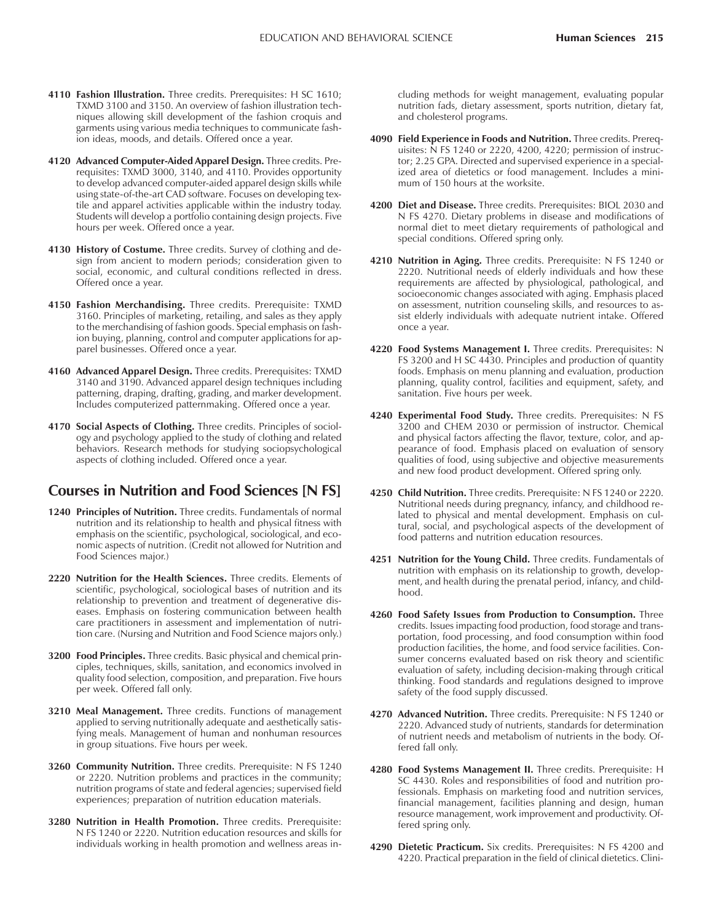**4110 Fashion Illustration.** Three credits. Prerequisites: H SC 1610; TXMD 3100 and 3150. An overview of fashion illustration techniques allowing skill development of the fashion croquis and garments using various media techniques to communicate fashion ideas, moods, and details. Offered once a year.

**4120 Advanced Computer-Aided Apparel Design.** Three credits. Prerequisites: TXMD 3000, 3140, and 4110. Provides opportunity to develop advanced computer-aided apparel design skills while using state-of-the-art CAD software. Focuses on developing textile and apparel activities applicable within the industry today. Students will develop a portfolio containing design projects. Five hours per week. Offered once a year.

**4130 History of Costume.** Three credits. Survey of clothing and design from ancient to modern periods; consideration given to social, economic, and cultural conditions reflected in dress. Offered once a year.

**4150 Fashion Merchandising.** Three credits. Prerequisite: TXMD 3160. Principles of marketing, retailing, and sales as they apply to the merchandising of fashion goods. Special emphasis on fashion buying, planning, control and computer applications for apparel businesses. Offered once a year.

**4160 Advanced Apparel Design.** Three credits. Prerequisites: TXMD 3140 and 3190. Advanced apparel design techniques including patterning, draping, drafting, grading, and marker development. Includes computerized patternmaking. Offered once a year.

**4170 Social Aspects of Clothing.** Three credits. Principles of sociology and psychology applied to the study of clothing and related behaviors. Research methods for studying sociopsychological aspects of clothing included. Offered once a year.

## Courses in Nutrition and Food Sciences [N FS]

**1240 Principles of Nutrition.** Three credits. Fundamentals of normal nutrition and its relationship to health and physical fitness with emphasis on the scientific, psychological, sociological, and economic aspects of nutrition. (Credit not allowed for Nutrition and Food Sciences major.)

**2220 Nutrition for the Health Sciences.** Three credits. Elements of scientific, psychological, sociological bases of nutrition and its relationship to prevention and treatment of degenerative diseases. Emphasis on fostering communication between health care practitioners in assessment and implementation of nutrition care. (Nursing and Nutrition and Food Science majors only.)

**3200 Food Principles.** Three credits. Basic physical and chemical principles, techniques, skills, sanitation, and economics involved in quality food selection, composition, and preparation. Five hours per week. Offered fall only.

**3210 Meal Management.** Three credits. Functions of management applied to serving nutritionally adequate and aesthetically satisfying meals. Management of human and nonhuman resources in group situations. Five hours per week.

**3260 Community Nutrition.** Three credits. Prerequisite: N FS 1240 or 2220. Nutrition problems and practices in the community; nutrition programs of state and federal agencies; supervised field experiences; preparation of nutrition education materials.

**3280 Nutrition in Health Promotion.** Three credits. Prerequisite: N FS 1240 or 2220. Nutrition education resources and skills for individuals working in health promotion and wellness areas including methods for weight management, evaluating popular nutrition fads, dietary assessment, sports nutrition, dietary fat, and cholesterol programs.

**4090 Field Experience in Foods and Nutrition.** Three credits. Prerequisites: N FS 1240 or 2220, 4200, 4220; permission of instructor; 2.25 GPA. Directed and supervised experience in a specialized area of dietetics or food management. Includes a minimum of 150 hours at the worksite.

**4200 Diet and Disease.** Three credits. Prerequisites: BIOL 2030 and N FS 4270. Dietary problems in disease and modifications of normal diet to meet dietary requirements of pathological and special conditions. Offered spring only.

**4210 Nutrition in Aging.** Three credits. Prerequisite: N FS 1240 or 2220. Nutritional needs of elderly individuals and how these requirements are affected by physiological, pathological, and socioeconomic changes associated with aging. Emphasis placed on assessment, nutrition counseling skills, and resources to assist elderly individuals with adequate nutrient intake. Offered once a year.

**4220 Food Systems Management I.** Three credits. Prerequisites: N FS 3200 and H SC 4430. Principles and production of quantity foods. Emphasis on menu planning and evaluation, production planning, quality control, facilities and equipment, safety, and sanitation. Five hours per week.

**4240 Experimental Food Study.** Three credits. Prerequisites: N FS 3200 and CHEM 2030 or permission of instructor. Chemical and physical factors affecting the flavor, texture, color, and appearance of food. Emphasis placed on evaluation of sensory qualities of food, using subjective and objective measurements and new food product development. Offered spring only.

**4250 Child Nutrition.** Three credits. Prerequisite: N FS 1240 or 2220. Nutritional needs during pregnancy, infancy, and childhood related to physical and mental development. Emphasis on cultural, social, and psychological aspects of the development of food patterns and nutrition education resources.

**4251 Nutrition for the Young Child.** Three credits. Fundamentals of nutrition with emphasis on its relationship to growth, development, and health during the prenatal period, infancy, and childhood.

**4260 Food Safety Issues from Production to Consumption.** Three credits. Issues impacting food production, food storage and transportation, food processing, and food consumption within food production facilities, the home, and food service facilities. Consumer concerns evaluated based on risk theory and scientific evaluation of safety, including decision-making through critical thinking. Food standards and regulations designed to improve safety of the food supply discussed.

**4270 Advanced Nutrition.** Three credits. Prerequisite: N FS 1240 or 2220. Advanced study of nutrients, standards for determination of nutrient needs and metabolism of nutrients in the body. Offered fall only.

**4280 Food Systems Management II.** Three credits. Prerequisite: H SC 4430. Roles and responsibilities of food and nutrition professionals. Emphasis on marketing food and nutrition services, financial management, facilities planning and design, human resource management, work improvement and productivity. Offered spring only.

**4290 Dietetic Practicum.** Six credits. Prerequisites: N FS 4200 and 4220. Practical preparation in the field of clinical dietetics. Clini-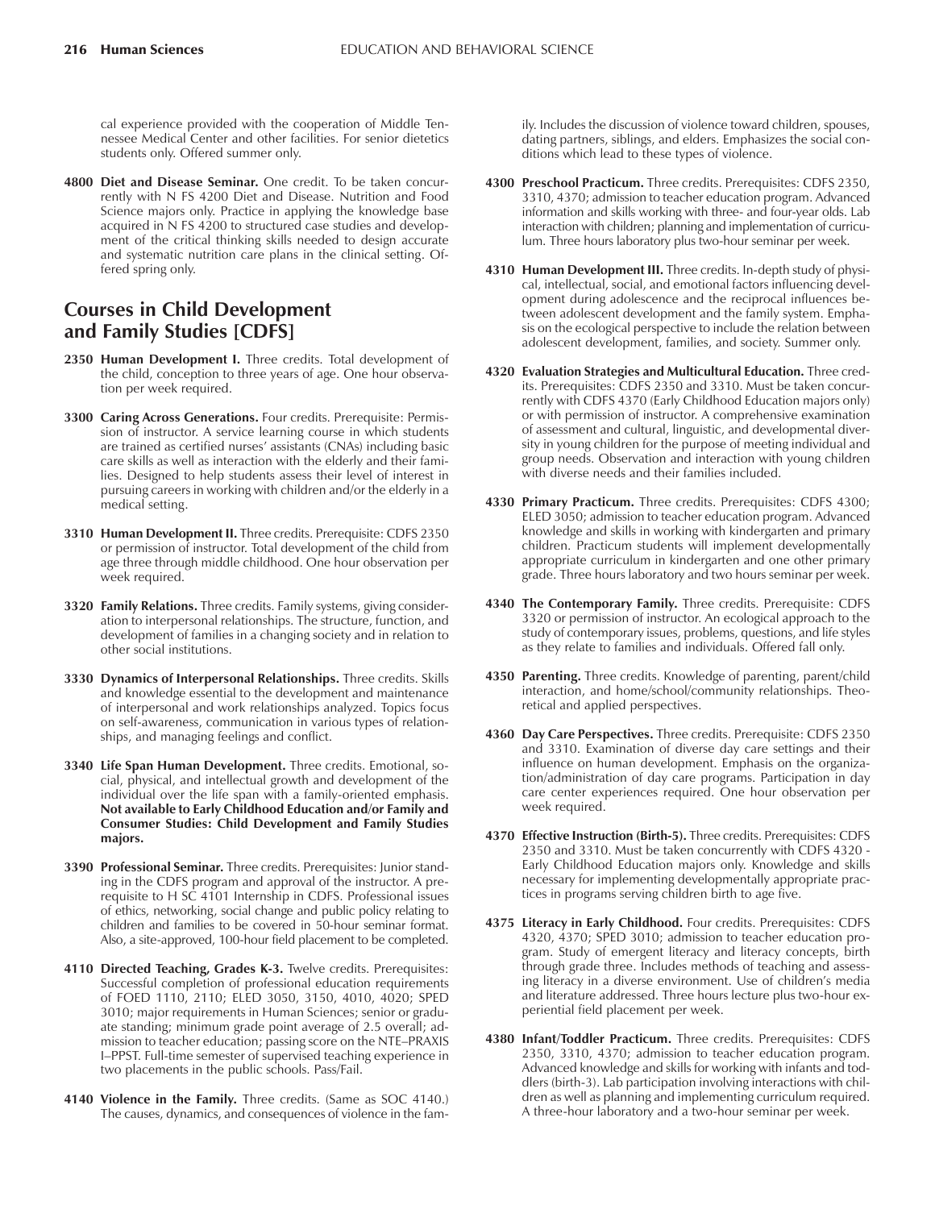cal experience provided with the cooperation of Middle Tennessee Medical Center and other facilities. For senior dietetics students only. Offered summer only.

**4800 Diet and Disease Seminar.** One credit. To be taken concurrently with N FS 4200 Diet and Disease. Nutrition and Food Science majors only. Practice in applying the knowledge base acquired in N FS 4200 to structured case studies and development of the critical thinking skills needed to design accurate and systematic nutrition care plans in the clinical setting. Offered spring only.

## Courses in Child Development and Family Studies [CDFS]

**2350 Human Development I.** Three credits. Total development of the child, conception to three years of age. One hour observation per week required.

**3300 Caring Across Generations.** Four credits. Prerequisite: Permission of instructor. A service learning course in which students are trained as certified nurses' assistants (CNAs) including basic care skills as well as interaction with the elderly and their families. Designed to help students assess their level of interest in pursuing careers in working with children and/or the elderly in a medical setting.

**3310 Human Development II.** Three credits. Prerequisite: CDFS 2350 or permission of instructor. Total development of the child from age three through middle childhood. One hour observation per week required.

**3320 Family Relations.** Three credits. Family systems, giving consideration to interpersonal relationships. The structure, function, and development of families in a changing society and in relation to other social institutions.

**3330 Dynamics of Interpersonal Relationships.** Three credits. Skills and knowledge essential to the development and maintenance of interpersonal and work relationships analyzed. Topics focus on self-awareness, communication in various types of relationships, and managing feelings and conflict.

**3340 Life Span Human Development.** Three credits. Emotional, social, physical, and intellectual growth and development of the individual over the life span with a family-oriented emphasis. **Not available to Early Childhood Education and/or Family and Consumer Studies: Child Development and Family Studies majors.**

**3390 Professional Seminar.** Three credits. Prerequisites: Junior standing in the CDFS program and approval of the instructor. A prerequisite to H SC 4101 Internship in CDFS. Professional issues of ethics, networking, social change and public policy relating to children and families to be covered in 50-hour seminar format. Also, a site-approved, 100-hour field placement to be completed.

**4110 Directed Teaching, Grades K-3.** Twelve credits. Prerequisites: Successful completion of professional education requirements of FOED 1110, 2110; ELED 3050, 3150, 4010, 4020; SPED 3010; major requirements in Human Sciences; senior or graduate standing; minimum grade point average of 2.5 overall; admission to teacher education; passing score on the NTE–PRAXIS I–PPST. Full-time semester of supervised teaching experience in two placements in the public schools. Pass/Fail.

**4140 Violence in the Family.** Three credits. (Same as SOC 4140.) The causes, dynamics, and consequences of violence in the family. Includes the discussion of violence toward children, spouses, dating partners, siblings, and elders. Emphasizes the social conditions which lead to these types of violence.

**4300 Preschool Practicum.** Three credits. Prerequisites: CDFS 2350, 3310, 4370; admission to teacher education program. Advanced information and skills working with three- and four-year olds. Lab interaction with children; planning and implementation of curriculum. Three hours laboratory plus two-hour seminar per week.

**4310 Human Development III.** Three credits. In-depth study of physical, intellectual, social, and emotional factors influencing development during adolescence and the reciprocal influences between adolescent development and the family system. Emphasis on the ecological perspective to include the relation between adolescent development, families, and society. Summer only.

**4320 Evaluation Strategies and Multicultural Education.** Three credits. Prerequisites: CDFS 2350 and 3310. Must be taken concurrently with CDFS 4370 (Early Childhood Education majors only) or with permission of instructor. A comprehensive examination of assessment and cultural, linguistic, and developmental diversity in young children for the purpose of meeting individual and group needs. Observation and interaction with young children with diverse needs and their families included.

**4330 Primary Practicum.** Three credits. Prerequisites: CDFS 4300; ELED 3050; admission to teacher education program. Advanced knowledge and skills in working with kindergarten and primary children. Practicum students will implement developmentally appropriate curriculum in kindergarten and one other primary grade. Three hours laboratory and two hours seminar per week.

**4340 The Contemporary Family.** Three credits. Prerequisite: CDFS 3320 or permission of instructor. An ecological approach to the study of contemporary issues, problems, questions, and life styles as they relate to families and individuals. Offered fall only.

**4350 Parenting.** Three credits. Knowledge of parenting, parent/child interaction, and home/school/community relationships. Theoretical and applied perspectives.

**4360 Day Care Perspectives.** Three credits. Prerequisite: CDFS 2350 and 3310. Examination of diverse day care settings and their influence on human development. Emphasis on the organization/administration of day care programs. Participation in day care center experiences required. One hour observation per week required.

**4370 Effective Instruction (Birth-5).** Three credits. Prerequisites: CDFS 2350 and 3310. Must be taken concurrently with CDFS 4320 - Early Childhood Education majors only. Knowledge and skills necessary for implementing developmentally appropriate practices in programs serving children birth to age five.

**4375 Literacy in Early Childhood.** Four credits. Prerequisites: CDFS 4320, 4370; SPED 3010; admission to teacher education program. Study of emergent literacy and literacy concepts, birth through grade three. Includes methods of teaching and assessing literacy in a diverse environment. Use of children's media and literature addressed. Three hours lecture plus two-hour experiential field placement per week.

**4380 Infant/Toddler Practicum.** Three credits. Prerequisites: CDFS 2350, 3310, 4370; admission to teacher education program. Advanced knowledge and skills for working with infants and toddlers (birth-3). Lab participation involving interactions with children as well as planning and implementing curriculum required. A three-hour laboratory and a two-hour seminar per week.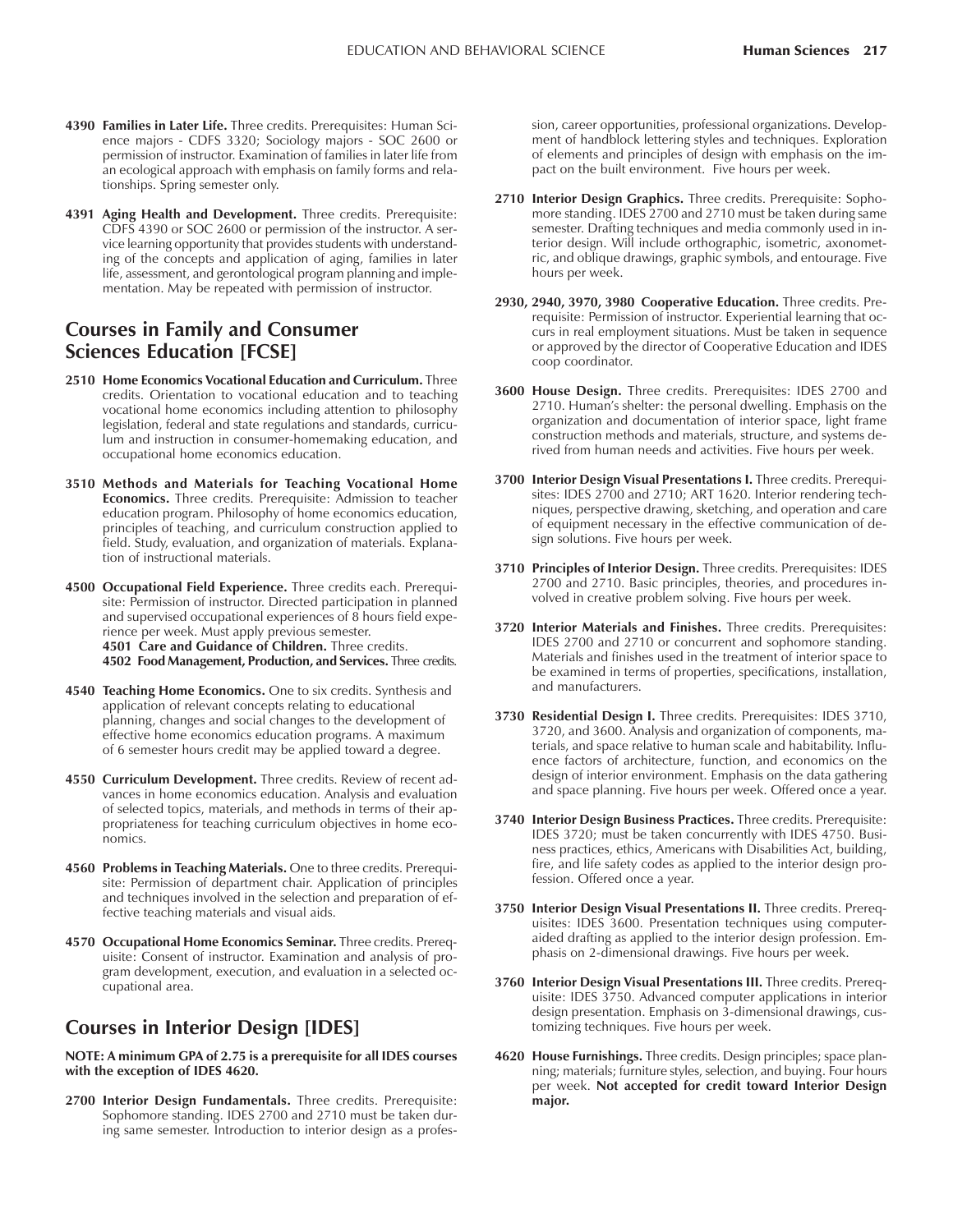**4390 Families in Later Life.** Three credits. Prerequisites: Human Science majors - CDFS 3320; Sociology majors - SOC 2600 or permission of instructor. Examination of families in later life from an ecological approach with emphasis on family forms and relationships. Spring semester only.

**4391 Aging Health and Development.** Three credits. Prerequisite: CDFS 4390 or SOC 2600 or permission of the instructor. A service learning opportunity that provides students with understanding of the concepts and application of aging, families in later life, assessment, and gerontological program planning and implementation. May be repeated with permission of instructor.

## Courses in Family and Consumer Sciences Education [FCSE]

**2510 Home Economics Vocational Education and Curriculum.** Three credits. Orientation to vocational education and to teaching vocational home economics including attention to philosophy legislation, federal and state regulations and standards, curriculum and instruction in consumer-homemaking education, and occupational home economics education.

**3510 Methods and Materials for Teaching Vocational Home Economics.** Three credits. Prerequisite: Admission to teacher education program. Philosophy of home economics education, principles of teaching, and curriculum construction applied to field. Study, evaluation, and organization of materials. Explanation of instructional materials.

**4500 Occupational Field Experience.** Three credits each. Prerequisite: Permission of instructor. Directed participation in planned and supervised occupational experiences of 8 hours field experience per week. Must apply previous semester.
**4501 Care and Guidance of Children.** Three credits.
**4502 Food Management, Production, and Services.** Three credits.

**4540 Teaching Home Economics.** One to six credits. Synthesis and application of relevant concepts relating to educational planning, changes and social changes to the development of effective home economics education programs. A maximum of 6 semester hours credit may be applied toward a degree.

**4550 Curriculum Development.** Three credits. Review of recent advances in home economics education. Analysis and evaluation of selected topics, materials, and methods in terms of their appropriateness for teaching curriculum objectives in home economics.

**4560 Problems in Teaching Materials.** One to three credits. Prerequisite: Permission of department chair. Application of principles and techniques involved in the selection and preparation of effective teaching materials and visual aids.

**4570 Occupational Home Economics Seminar.** Three credits. Prerequisite: Consent of instructor. Examination and analysis of program development, execution, and evaluation in a selected occupational area.

## Courses in Interior Design [IDES]

**NOTE: A minimum GPA of 2.75 is a prerequisite for all IDES courses with the exception of IDES 4620.**

**2700 Interior Design Fundamentals.** Three credits. Prerequisite: Sophomore standing. IDES 2700 and 2710 must be taken during same semester. Introduction to interior design as a profession, career opportunities, professional organizations. Development of handblock lettering styles and techniques. Exploration of elements and principles of design with emphasis on the impact on the built environment. Five hours per week.

**2710 Interior Design Graphics.** Three credits. Prerequisite: Sophomore standing. IDES 2700 and 2710 must be taken during same semester. Drafting techniques and media commonly used in interior design. Will include orthographic, isometric, axonometric, and oblique drawings, graphic symbols, and entourage. Five hours per week.

**2930, 2940, 3970, 3980 Cooperative Education.** Three credits. Prerequisite: Permission of instructor. Experiential learning that occurs in real employment situations. Must be taken in sequence or approved by the director of Cooperative Education and IDES coop coordinator.

**3600 House Design.** Three credits. Prerequisites: IDES 2700 and 2710. Human's shelter: the personal dwelling. Emphasis on the organization and documentation of interior space, light frame construction methods and materials, structure, and systems derived from human needs and activities. Five hours per week.

**3700 Interior Design Visual Presentations I.** Three credits. Prerequisites: IDES 2700 and 2710; ART 1620. Interior rendering techniques, perspective drawing, sketching, and operation and care of equipment necessary in the effective communication of design solutions. Five hours per week.

**3710 Principles of Interior Design.** Three credits. Prerequisites: IDES 2700 and 2710. Basic principles, theories, and procedures involved in creative problem solving. Five hours per week.

**3720 Interior Materials and Finishes.** Three credits. Prerequisites: IDES 2700 and 2710 or concurrent and sophomore standing. Materials and finishes used in the treatment of interior space to be examined in terms of properties, specifications, installation, and manufacturers.

**3730 Residential Design I.** Three credits. Prerequisites: IDES 3710, 3720, and 3600. Analysis and organization of components, materials, and space relative to human scale and habitability. Influence factors of architecture, function, and economics on the design of interior environment. Emphasis on the data gathering and space planning. Five hours per week. Offered once a year.

**3740 Interior Design Business Practices.** Three credits. Prerequisite: IDES 3720; must be taken concurrently with IDES 4750. Business practices, ethics, Americans with Disabilities Act, building, fire, and life safety codes as applied to the interior design profession. Offered once a year.

**3750 Interior Design Visual Presentations II.** Three credits. Prerequisites: IDES 3600. Presentation techniques using computer-aided drafting as applied to the interior design profession. Emphasis on 2-dimensional drawings. Five hours per week.

**3760 Interior Design Visual Presentations III.** Three credits. Prerequisite: IDES 3750. Advanced computer applications in interior design presentation. Emphasis on 3-dimensional drawings, customizing techniques. Five hours per week.

**4620 House Furnishings.** Three credits. Design principles; space planning; materials; furniture styles, selection, and buying. Four hours per week. **Not accepted for credit toward Interior Design major.**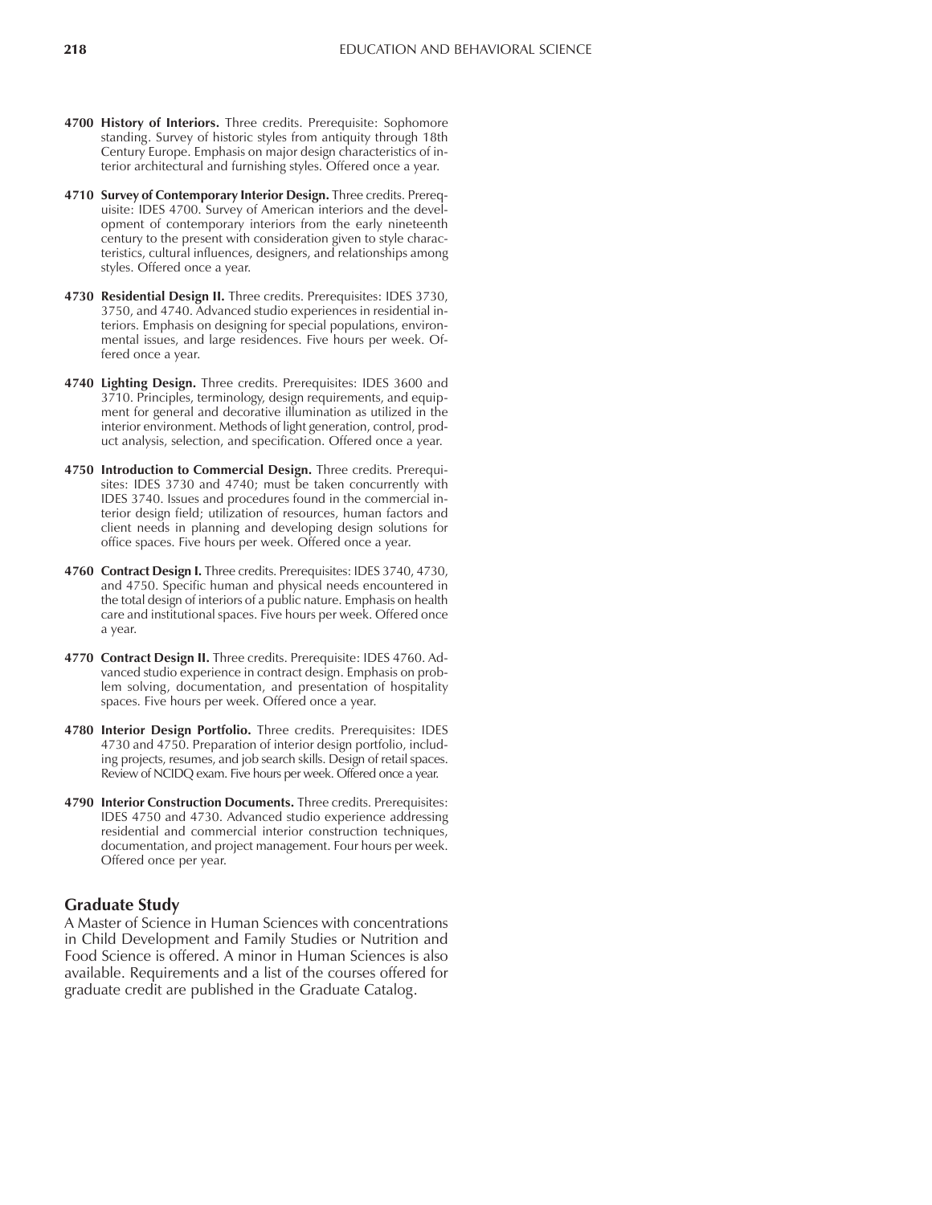**4700 History of Interiors.** Three credits. Prerequisite: Sophomore standing. Survey of historic styles from antiquity through 18th Century Europe. Emphasis on major design characteristics of interior architectural and furnishing styles. Offered once a year.

**4710 Survey of Contemporary Interior Design.** Three credits. Prerequisite: IDES 4700. Survey of American interiors and the development of contemporary interiors from the early nineteenth century to the present with consideration given to style characteristics, cultural influences, designers, and relationships among styles. Offered once a year.

**4730 Residential Design II.** Three credits. Prerequisites: IDES 3730, 3750, and 4740. Advanced studio experiences in residential interiors. Emphasis on designing for special populations, environmental issues, and large residences. Five hours per week. Offered once a year.

**4740 Lighting Design.** Three credits. Prerequisites: IDES 3600 and 3710. Principles, terminology, design requirements, and equipment for general and decorative illumination as utilized in the interior environment. Methods of light generation, control, product analysis, selection, and specification. Offered once a year.

**4750 Introduction to Commercial Design.** Three credits. Prerequisites: IDES 3730 and 4740; must be taken concurrently with IDES 3740. Issues and procedures found in the commercial interior design field; utilization of resources, human factors and client needs in planning and developing design solutions for office spaces. Five hours per week. Offered once a year.

**4760 Contract Design I.** Three credits. Prerequisites: IDES 3740, 4730, and 4750. Specific human and physical needs encountered in the total design of interiors of a public nature. Emphasis on health care and institutional spaces. Five hours per week. Offered once a year.

**4770 Contract Design II.** Three credits. Prerequisite: IDES 4760. Advanced studio experience in contract design. Emphasis on problem solving, documentation, and presentation of hospitality spaces. Five hours per week. Offered once a year.

**4780 Interior Design Portfolio.** Three credits. Prerequisites: IDES 4730 and 4750. Preparation of interior design portfolio, including projects, resumes, and job search skills. Design of retail spaces. Review of NCIDQ exam. Five hours per week. Offered once a year.

**4790 Interior Construction Documents.** Three credits. Prerequisites: IDES 4750 and 4730. Advanced studio experience addressing residential and commercial interior construction techniques, documentation, and project management. Four hours per week. Offered once per year.

## Graduate Study

A Master of Science in Human Sciences with concentrations in Child Development and Family Studies or Nutrition and Food Science is offered. A minor in Human Sciences is also available. Requirements and a list of the courses offered for graduate credit are published in the Graduate Catalog.